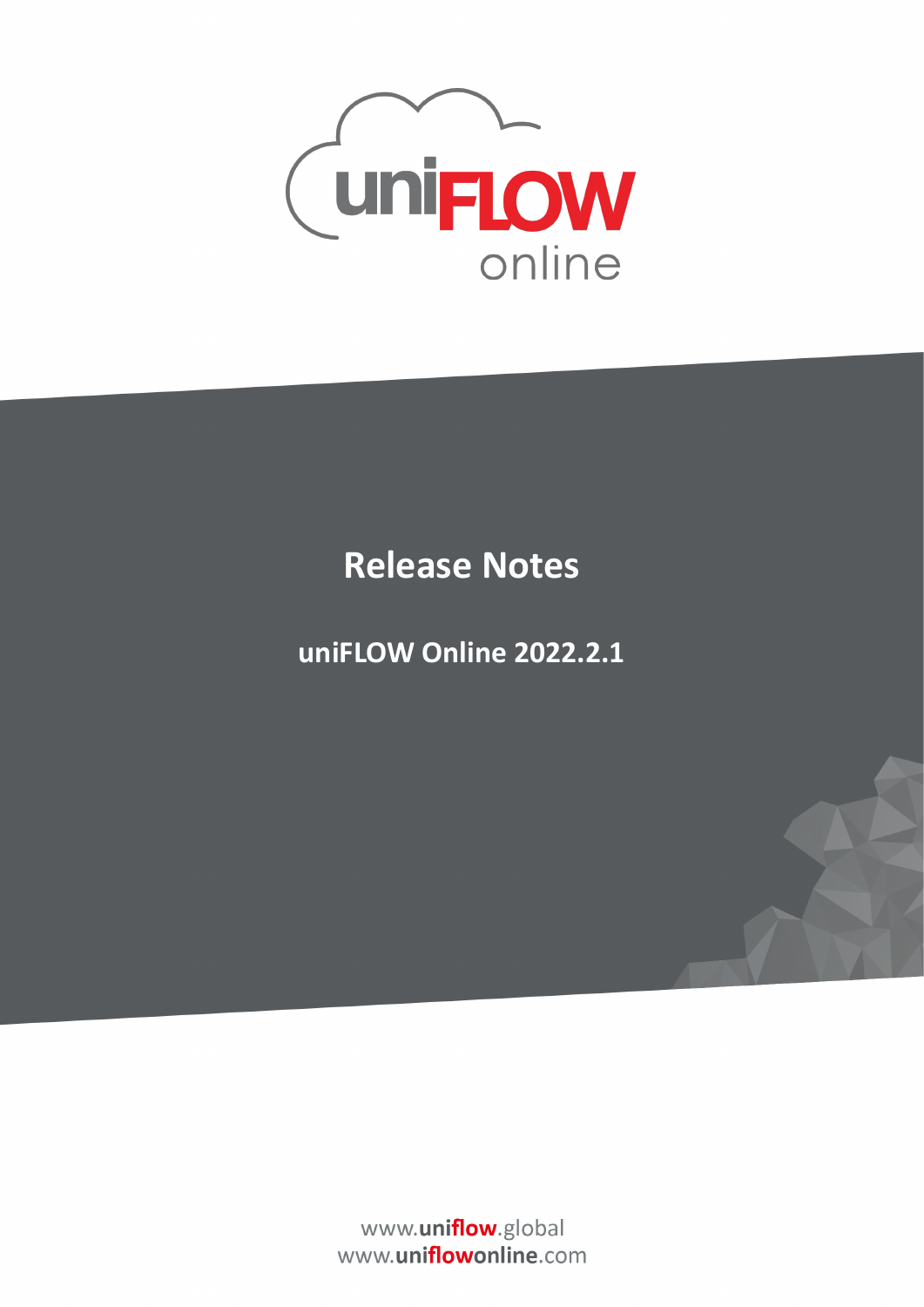# Release Notes

## uniFLOW Online 2022.2.1

www.uniflow.global
www.uniflowonline.com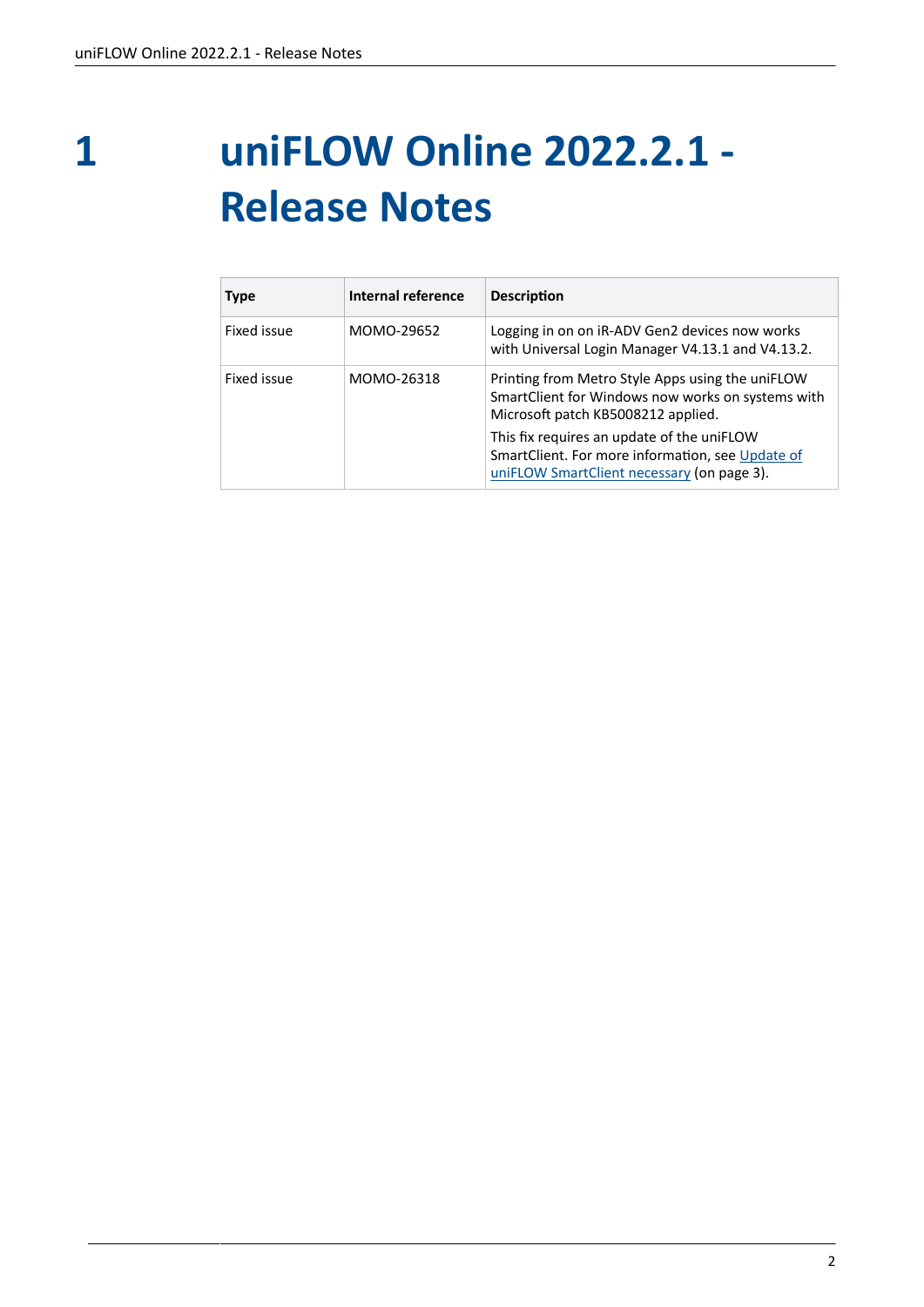# 1 uniFLOW Online 2022.2.1 - Release Notes

| Type | Internal reference | Description |
|---|---|---|
| Fixed issue | MOMO-29652 | Logging in on on iR-ADV Gen2 devices now works with Universal Login Manager V4.13.1 and V4.13.2. |
| Fixed issue | MOMO-26318 | Printing from Metro Style Apps using the uniFLOW SmartClient for Windows now works on systems with Microsoft patch KB5008212 applied.<br><br>This fix requires an update of the uniFLOW SmartClient. For more information, see Update of uniFLOW SmartClient necessary (on page 3). |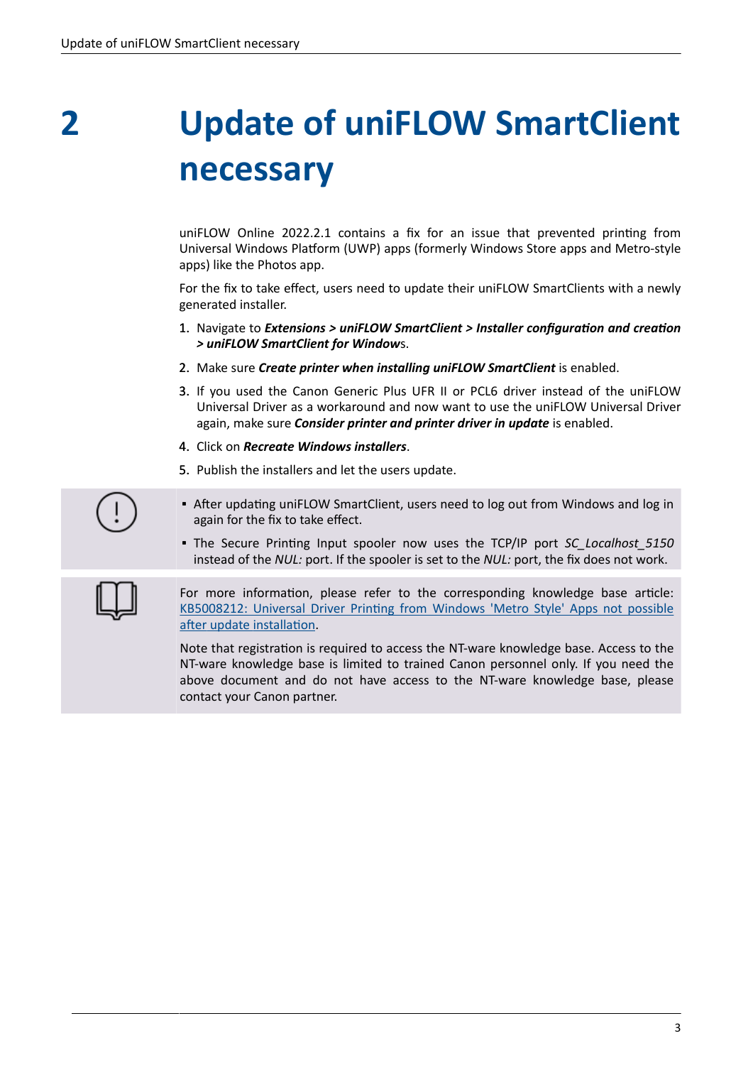# 2 Update of uniFLOW SmartClient necessary

uniFLOW Online 2022.2.1 contains a fix for an issue that prevented printing from Universal Windows Platform (UWP) apps (formerly Windows Store apps and Metro-style apps) like the Photos app.

For the fix to take effect, users need to update their uniFLOW SmartClients with a newly generated installer.

1. Navigate to ***Extensions > uniFLOW SmartClient > Installer configuration and creation > uniFLOW SmartClient for Window***s.
2. Make sure ***Create printer when installing uniFLOW SmartClient*** is enabled.
3. If you used the Canon Generic Plus UFR II or PCL6 driver instead of the uniFLOW Universal Driver as a workaround and now want to use the uniFLOW Universal Driver again, make sure ***Consider printer and printer driver in update*** is enabled.
4. Click on ***Recreate Windows installers***.
5. Publish the installers and let the users update.

- After updating uniFLOW SmartClient, users need to log out from Windows and log in again for the fix to take effect.
- The Secure Printing Input spooler now uses the TCP/IP port *SC_Localhost_5150* instead of the *NUL:* port. If the spooler is set to the *NUL:* port, the fix does not work.

For more information, please refer to the corresponding knowledge base article: [KB5008212: Universal Driver Printing from Windows 'Metro Style' Apps not possible after update installation]().

Note that registration is required to access the NT-ware knowledge base. Access to the NT-ware knowledge base is limited to trained Canon personnel only. If you need the above document and do not have access to the NT-ware knowledge base, please contact your Canon partner.